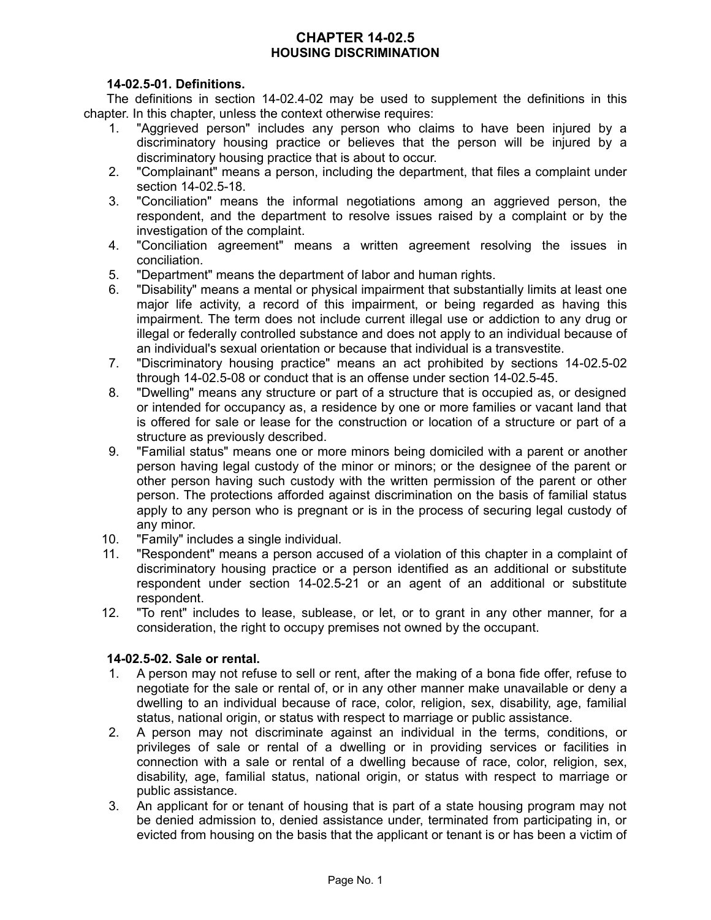# CHAPTER 14-02.5
# HOUSING DISCRIMINATION

### 14-02.5-01. Definitions.

The definitions in section 14-02.4-02 may be used to supplement the definitions in this chapter. In this chapter, unless the context otherwise requires:

1. "Aggrieved person" includes any person who claims to have been injured by a discriminatory housing practice or believes that the person will be injured by a discriminatory housing practice that is about to occur.
2. "Complainant" means a person, including the department, that files a complaint under section 14-02.5-18.
3. "Conciliation" means the informal negotiations among an aggrieved person, the respondent, and the department to resolve issues raised by a complaint or by the investigation of the complaint.
4. "Conciliation agreement" means a written agreement resolving the issues in conciliation.
5. "Department" means the department of labor and human rights.
6. "Disability" means a mental or physical impairment that substantially limits at least one major life activity, a record of this impairment, or being regarded as having this impairment. The term does not include current illegal use or addiction to any drug or illegal or federally controlled substance and does not apply to an individual because of an individual's sexual orientation or because that individual is a transvestite.
7. "Discriminatory housing practice" means an act prohibited by sections 14-02.5-02 through 14-02.5-08 or conduct that is an offense under section 14-02.5-45.
8. "Dwelling" means any structure or part of a structure that is occupied as, or designed or intended for occupancy as, a residence by one or more families or vacant land that is offered for sale or lease for the construction or location of a structure or part of a structure as previously described.
9. "Familial status" means one or more minors being domiciled with a parent or another person having legal custody of the minor or minors; or the designee of the parent or other person having such custody with the written permission of the parent or other person. The protections afforded against discrimination on the basis of familial status apply to any person who is pregnant or is in the process of securing legal custody of any minor.
10. "Family" includes a single individual.
11. "Respondent" means a person accused of a violation of this chapter in a complaint of discriminatory housing practice or a person identified as an additional or substitute respondent under section 14-02.5-21 or an agent of an additional or substitute respondent.
12. "To rent" includes to lease, sublease, or let, or to grant in any other manner, for a consideration, the right to occupy premises not owned by the occupant.

### 14-02.5-02. Sale or rental.

1. A person may not refuse to sell or rent, after the making of a bona fide offer, refuse to negotiate for the sale or rental of, or in any other manner make unavailable or deny a dwelling to an individual because of race, color, religion, sex, disability, age, familial status, national origin, or status with respect to marriage or public assistance.
2. A person may not discriminate against an individual in the terms, conditions, or privileges of sale or rental of a dwelling or in providing services or facilities in connection with a sale or rental of a dwelling because of race, color, religion, sex, disability, age, familial status, national origin, or status with respect to marriage or public assistance.
3. An applicant for or tenant of housing that is part of a state housing program may not be denied admission to, denied assistance under, terminated from participating in, or evicted from housing on the basis that the applicant or tenant is or has been a victim of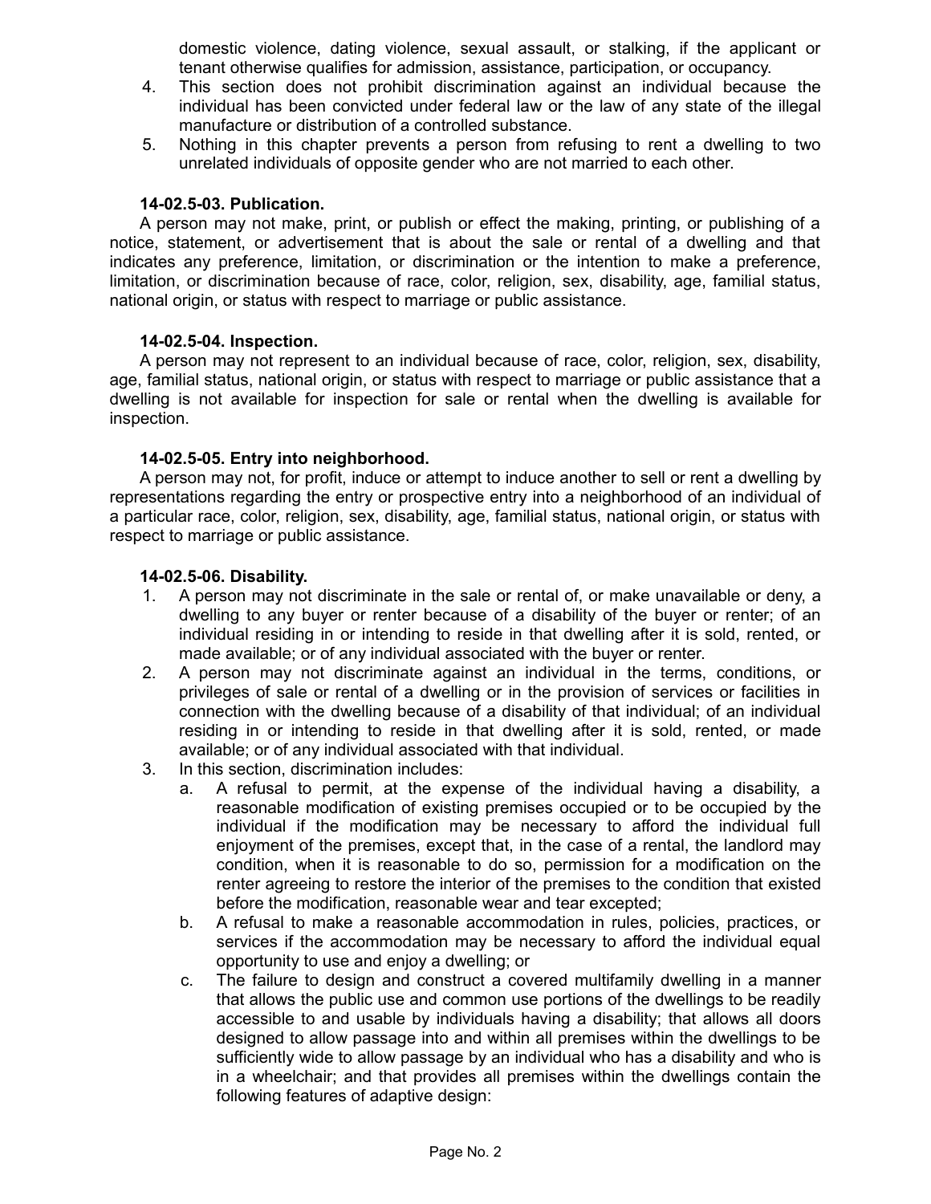domestic violence, dating violence, sexual assault, or stalking, if the applicant or tenant otherwise qualifies for admission, assistance, participation, or occupancy.

4. This section does not prohibit discrimination against an individual because the individual has been convicted under federal law or the law of any state of the illegal manufacture or distribution of a controlled substance.
5. Nothing in this chapter prevents a person from refusing to rent a dwelling to two unrelated individuals of opposite gender who are not married to each other.

**14-02.5-03. Publication.**

A person may not make, print, or publish or effect the making, printing, or publishing of a notice, statement, or advertisement that is about the sale or rental of a dwelling and that indicates any preference, limitation, or discrimination or the intention to make a preference, limitation, or discrimination because of race, color, religion, sex, disability, age, familial status, national origin, or status with respect to marriage or public assistance.

**14-02.5-04. Inspection.**

A person may not represent to an individual because of race, color, religion, sex, disability, age, familial status, national origin, or status with respect to marriage or public assistance that a dwelling is not available for inspection for sale or rental when the dwelling is available for inspection.

**14-02.5-05. Entry into neighborhood.**

A person may not, for profit, induce or attempt to induce another to sell or rent a dwelling by representations regarding the entry or prospective entry into a neighborhood of an individual of a particular race, color, religion, sex, disability, age, familial status, national origin, or status with respect to marriage or public assistance.

**14-02.5-06. Disability.**

1. A person may not discriminate in the sale or rental of, or make unavailable or deny, a dwelling to any buyer or renter because of a disability of the buyer or renter; of an individual residing in or intending to reside in that dwelling after it is sold, rented, or made available; or of any individual associated with the buyer or renter.
2. A person may not discriminate against an individual in the terms, conditions, or privileges of sale or rental of a dwelling or in the provision of services or facilities in connection with the dwelling because of a disability of that individual; of an individual residing in or intending to reside in that dwelling after it is sold, rented, or made available; or of any individual associated with that individual.
3. In this section, discrimination includes:
   a. A refusal to permit, at the expense of the individual having a disability, a reasonable modification of existing premises occupied or to be occupied by the individual if the modification may be necessary to afford the individual full enjoyment of the premises, except that, in the case of a rental, the landlord may condition, when it is reasonable to do so, permission for a modification on the renter agreeing to restore the interior of the premises to the condition that existed before the modification, reasonable wear and tear excepted;
   b. A refusal to make a reasonable accommodation in rules, policies, practices, or services if the accommodation may be necessary to afford the individual equal opportunity to use and enjoy a dwelling; or
   c. The failure to design and construct a covered multifamily dwelling in a manner that allows the public use and common use portions of the dwellings to be readily accessible to and usable by individuals having a disability; that allows all doors designed to allow passage into and within all premises within the dwellings to be sufficiently wide to allow passage by an individual who has a disability and who is in a wheelchair; and that provides all premises within the dwellings contain the following features of adaptive design: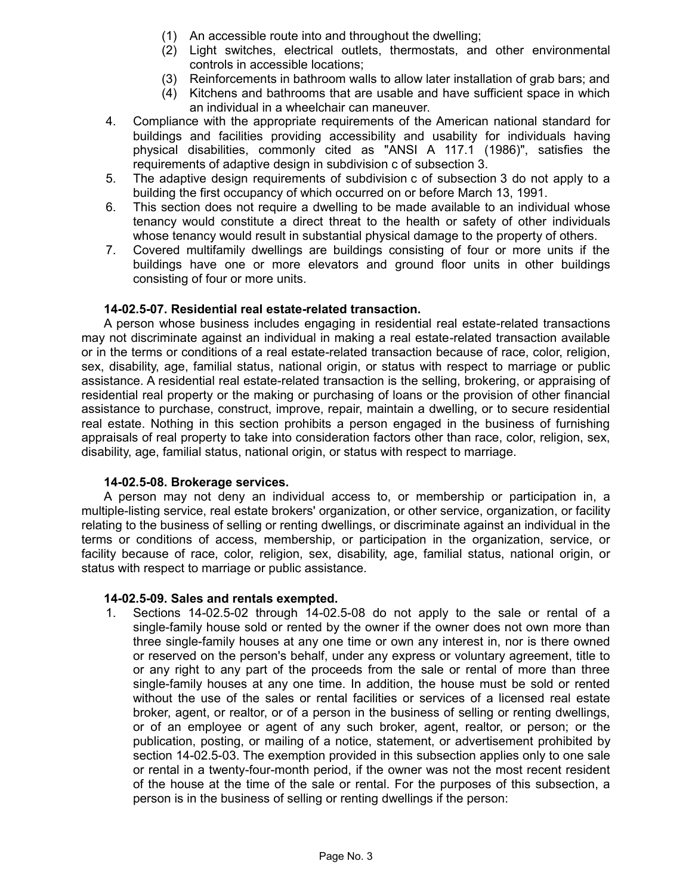(1) An accessible route into and throughout the dwelling;

(2) Light switches, electrical outlets, thermostats, and other environmental controls in accessible locations;

(3) Reinforcements in bathroom walls to allow later installation of grab bars; and

(4) Kitchens and bathrooms that are usable and have sufficient space in which an individual in a wheelchair can maneuver.

4. Compliance with the appropriate requirements of the American national standard for buildings and facilities providing accessibility and usability for individuals having physical disabilities, commonly cited as "ANSI A 117.1 (1986)", satisfies the requirements of adaptive design in subdivision c of subsection 3.

5. The adaptive design requirements of subdivision c of subsection 3 do not apply to a building the first occupancy of which occurred on or before March 13, 1991.

6. This section does not require a dwelling to be made available to an individual whose tenancy would constitute a direct threat to the health or safety of other individuals whose tenancy would result in substantial physical damage to the property of others.

7. Covered multifamily dwellings are buildings consisting of four or more units if the buildings have one or more elevators and ground floor units in other buildings consisting of four or more units.

**14-02.5-07. Residential real estate-related transaction.**

A person whose business includes engaging in residential real estate-related transactions may not discriminate against an individual in making a real estate-related transaction available or in the terms or conditions of a real estate-related transaction because of race, color, religion, sex, disability, age, familial status, national origin, or status with respect to marriage or public assistance. A residential real estate-related transaction is the selling, brokering, or appraising of residential real property or the making or purchasing of loans or the provision of other financial assistance to purchase, construct, improve, repair, maintain a dwelling, or to secure residential real estate. Nothing in this section prohibits a person engaged in the business of furnishing appraisals of real property to take into consideration factors other than race, color, religion, sex, disability, age, familial status, national origin, or status with respect to marriage.

**14-02.5-08. Brokerage services.**

A person may not deny an individual access to, or membership or participation in, a multiple-listing service, real estate brokers' organization, or other service, organization, or facility relating to the business of selling or renting dwellings, or discriminate against an individual in the terms or conditions of access, membership, or participation in the organization, service, or facility because of race, color, religion, sex, disability, age, familial status, national origin, or status with respect to marriage or public assistance.

**14-02.5-09. Sales and rentals exempted.**

1. Sections 14-02.5-02 through 14-02.5-08 do not apply to the sale or rental of a single-family house sold or rented by the owner if the owner does not own more than three single-family houses at any one time or own any interest in, nor is there owned or reserved on the person's behalf, under any express or voluntary agreement, title to or any right to any part of the proceeds from the sale or rental of more than three single-family houses at any one time. In addition, the house must be sold or rented without the use of the sales or rental facilities or services of a licensed real estate broker, agent, or realtor, or of a person in the business of selling or renting dwellings, or of an employee or agent of any such broker, agent, realtor, or person; or the publication, posting, or mailing of a notice, statement, or advertisement prohibited by section 14-02.5-03. The exemption provided in this subsection applies only to one sale or rental in a twenty-four-month period, if the owner was not the most recent resident of the house at the time of the sale or rental. For the purposes of this subsection, a person is in the business of selling or renting dwellings if the person: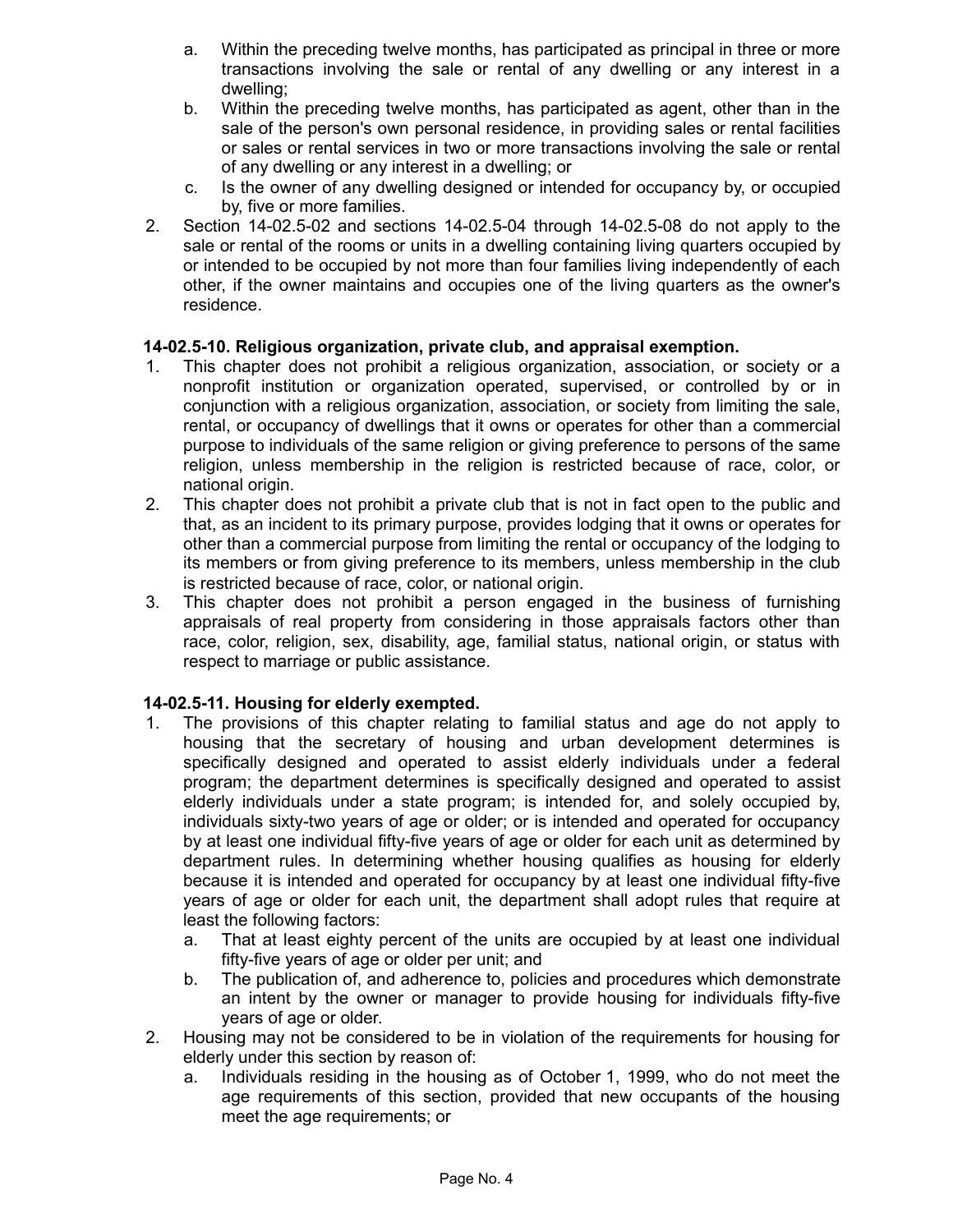a. Within the preceding twelve months, has participated as principal in three or more transactions involving the sale or rental of any dwelling or any interest in a dwelling;
b. Within the preceding twelve months, has participated as agent, other than in the sale of the person's own personal residence, in providing sales or rental facilities or sales or rental services in two or more transactions involving the sale or rental of any dwelling or any interest in a dwelling; or
c. Is the owner of any dwelling designed or intended for occupancy by, or occupied by, five or more families.

2. Section 14-02.5-02 and sections 14-02.5-04 through 14-02.5-08 do not apply to the sale or rental of the rooms or units in a dwelling containing living quarters occupied by or intended to be occupied by not more than four families living independently of each other, if the owner maintains and occupies one of the living quarters as the owner's residence.

**14-02.5-10. Religious organization, private club, and appraisal exemption.**

1. This chapter does not prohibit a religious organization, association, or society or a nonprofit institution or organization operated, supervised, or controlled by or in conjunction with a religious organization, association, or society from limiting the sale, rental, or occupancy of dwellings that it owns or operates for other than a commercial purpose to individuals of the same religion or giving preference to persons of the same religion, unless membership in the religion is restricted because of race, color, or national origin.
2. This chapter does not prohibit a private club that is not in fact open to the public and that, as an incident to its primary purpose, provides lodging that it owns or operates for other than a commercial purpose from limiting the rental or occupancy of the lodging to its members or from giving preference to its members, unless membership in the club is restricted because of race, color, or national origin.
3. This chapter does not prohibit a person engaged in the business of furnishing appraisals of real property from considering in those appraisals factors other than race, color, religion, sex, disability, age, familial status, national origin, or status with respect to marriage or public assistance.

**14-02.5-11. Housing for elderly exempted.**

1. The provisions of this chapter relating to familial status and age do not apply to housing that the secretary of housing and urban development determines is specifically designed and operated to assist elderly individuals under a federal program; the department determines is specifically designed and operated to assist elderly individuals under a state program; is intended for, and solely occupied by, individuals sixty-two years of age or older; or is intended and operated for occupancy by at least one individual fifty-five years of age or older for each unit as determined by department rules. In determining whether housing qualifies as housing for elderly because it is intended and operated for occupancy by at least one individual fifty-five years of age or older for each unit, the department shall adopt rules that require at least the following factors:
   a. That at least eighty percent of the units are occupied by at least one individual fifty-five years of age or older per unit; and
   b. The publication of, and adherence to, policies and procedures which demonstrate an intent by the owner or manager to provide housing for individuals fifty-five years of age or older.
2. Housing may not be considered to be in violation of the requirements for housing for elderly under this section by reason of:
   a. Individuals residing in the housing as of October 1, 1999, who do not meet the age requirements of this section, provided that new occupants of the housing meet the age requirements; or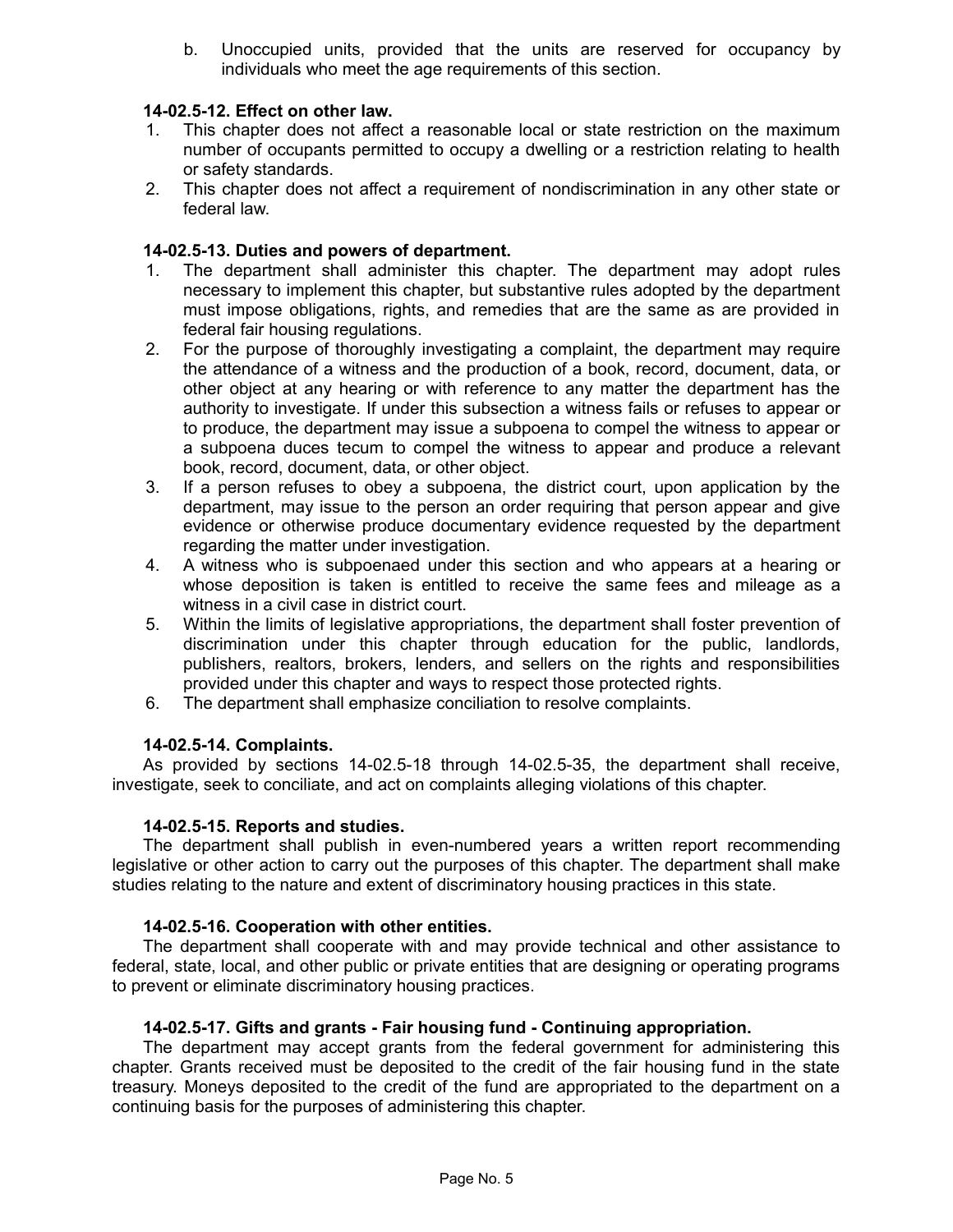b. Unoccupied units, provided that the units are reserved for occupancy by individuals who meet the age requirements of this section.

**14-02.5-12. Effect on other law.**

1. This chapter does not affect a reasonable local or state restriction on the maximum number of occupants permitted to occupy a dwelling or a restriction relating to health or safety standards.
2. This chapter does not affect a requirement of nondiscrimination in any other state or federal law.

**14-02.5-13. Duties and powers of department.**

1. The department shall administer this chapter. The department may adopt rules necessary to implement this chapter, but substantive rules adopted by the department must impose obligations, rights, and remedies that are the same as are provided in federal fair housing regulations.
2. For the purpose of thoroughly investigating a complaint, the department may require the attendance of a witness and the production of a book, record, document, data, or other object at any hearing or with reference to any matter the department has the authority to investigate. If under this subsection a witness fails or refuses to appear or to produce, the department may issue a subpoena to compel the witness to appear or a subpoena duces tecum to compel the witness to appear and produce a relevant book, record, document, data, or other object.
3. If a person refuses to obey a subpoena, the district court, upon application by the department, may issue to the person an order requiring that person appear and give evidence or otherwise produce documentary evidence requested by the department regarding the matter under investigation.
4. A witness who is subpoenaed under this section and who appears at a hearing or whose deposition is taken is entitled to receive the same fees and mileage as a witness in a civil case in district court.
5. Within the limits of legislative appropriations, the department shall foster prevention of discrimination under this chapter through education for the public, landlords, publishers, realtors, brokers, lenders, and sellers on the rights and responsibilities provided under this chapter and ways to respect those protected rights.
6. The department shall emphasize conciliation to resolve complaints.

**14-02.5-14. Complaints.**

As provided by sections 14-02.5-18 through 14-02.5-35, the department shall receive, investigate, seek to conciliate, and act on complaints alleging violations of this chapter.

**14-02.5-15. Reports and studies.**

The department shall publish in even-numbered years a written report recommending legislative or other action to carry out the purposes of this chapter. The department shall make studies relating to the nature and extent of discriminatory housing practices in this state.

**14-02.5-16. Cooperation with other entities.**

The department shall cooperate with and may provide technical and other assistance to federal, state, local, and other public or private entities that are designing or operating programs to prevent or eliminate discriminatory housing practices.

**14-02.5-17. Gifts and grants - Fair housing fund - Continuing appropriation.**

The department may accept grants from the federal government for administering this chapter. Grants received must be deposited to the credit of the fair housing fund in the state treasury. Moneys deposited to the credit of the fund are appropriated to the department on a continuing basis for the purposes of administering this chapter.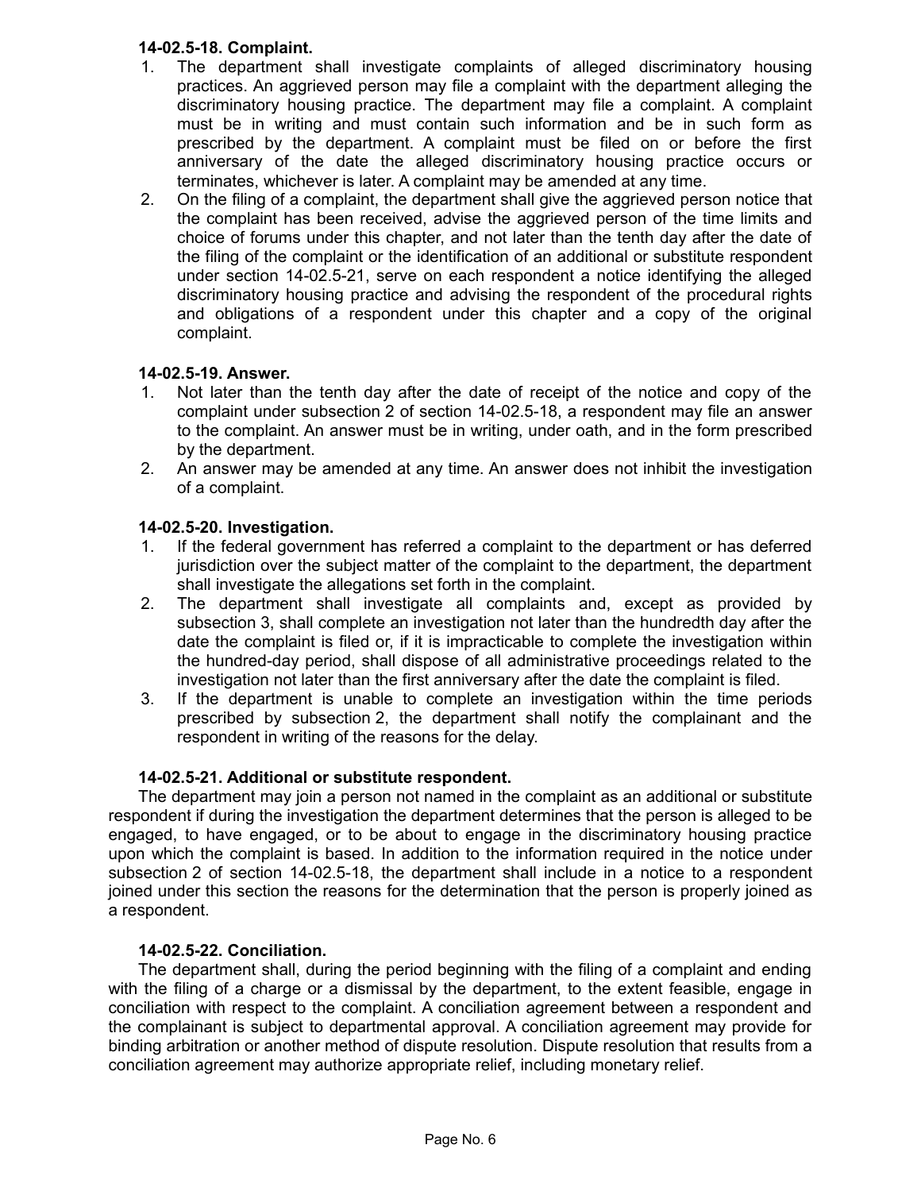**14-02.5-18. Complaint.**

1. The department shall investigate complaints of alleged discriminatory housing practices. An aggrieved person may file a complaint with the department alleging the discriminatory housing practice. The department may file a complaint. A complaint must be in writing and must contain such information and be in such form as prescribed by the department. A complaint must be filed on or before the first anniversary of the date the alleged discriminatory housing practice occurs or terminates, whichever is later. A complaint may be amended at any time.
2. On the filing of a complaint, the department shall give the aggrieved person notice that the complaint has been received, advise the aggrieved person of the time limits and choice of forums under this chapter, and not later than the tenth day after the date of the filing of the complaint or the identification of an additional or substitute respondent under section 14-02.5-21, serve on each respondent a notice identifying the alleged discriminatory housing practice and advising the respondent of the procedural rights and obligations of a respondent under this chapter and a copy of the original complaint.

**14-02.5-19. Answer.**

1. Not later than the tenth day after the date of receipt of the notice and copy of the complaint under subsection 2 of section 14-02.5-18, a respondent may file an answer to the complaint. An answer must be in writing, under oath, and in the form prescribed by the department.
2. An answer may be amended at any time. An answer does not inhibit the investigation of a complaint.

**14-02.5-20. Investigation.**

1. If the federal government has referred a complaint to the department or has deferred jurisdiction over the subject matter of the complaint to the department, the department shall investigate the allegations set forth in the complaint.
2. The department shall investigate all complaints and, except as provided by subsection 3, shall complete an investigation not later than the hundredth day after the date the complaint is filed or, if it is impracticable to complete the investigation within the hundred-day period, shall dispose of all administrative proceedings related to the investigation not later than the first anniversary after the date the complaint is filed.
3. If the department is unable to complete an investigation within the time periods prescribed by subsection 2, the department shall notify the complainant and the respondent in writing of the reasons for the delay.

**14-02.5-21. Additional or substitute respondent.**

The department may join a person not named in the complaint as an additional or substitute respondent if during the investigation the department determines that the person is alleged to be engaged, to have engaged, or to be about to engage in the discriminatory housing practice upon which the complaint is based. In addition to the information required in the notice under subsection 2 of section 14-02.5-18, the department shall include in a notice to a respondent joined under this section the reasons for the determination that the person is properly joined as a respondent.

**14-02.5-22. Conciliation.**

The department shall, during the period beginning with the filing of a complaint and ending with the filing of a charge or a dismissal by the department, to the extent feasible, engage in conciliation with respect to the complaint. A conciliation agreement between a respondent and the complainant is subject to departmental approval. A conciliation agreement may provide for binding arbitration or another method of dispute resolution. Dispute resolution that results from a conciliation agreement may authorize appropriate relief, including monetary relief.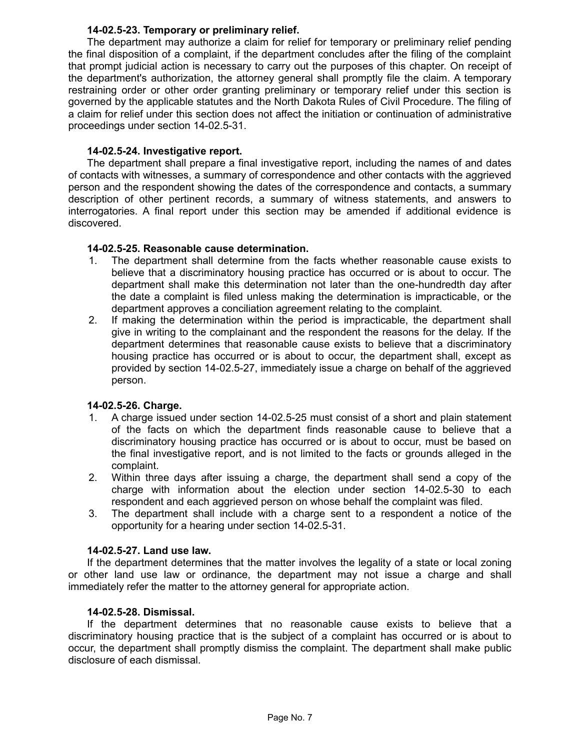**14-02.5-23. Temporary or preliminary relief.**

The department may authorize a claim for relief for temporary or preliminary relief pending the final disposition of a complaint, if the department concludes after the filing of the complaint that prompt judicial action is necessary to carry out the purposes of this chapter. On receipt of the department's authorization, the attorney general shall promptly file the claim. A temporary restraining order or other order granting preliminary or temporary relief under this section is governed by the applicable statutes and the North Dakota Rules of Civil Procedure. The filing of a claim for relief under this section does not affect the initiation or continuation of administrative proceedings under section 14-02.5-31.

**14-02.5-24. Investigative report.**

The department shall prepare a final investigative report, including the names of and dates of contacts with witnesses, a summary of correspondence and other contacts with the aggrieved person and the respondent showing the dates of the correspondence and contacts, a summary description of other pertinent records, a summary of witness statements, and answers to interrogatories. A final report under this section may be amended if additional evidence is discovered.

**14-02.5-25. Reasonable cause determination.**

1. The department shall determine from the facts whether reasonable cause exists to believe that a discriminatory housing practice has occurred or is about to occur. The department shall make this determination not later than the one-hundredth day after the date a complaint is filed unless making the determination is impracticable, or the department approves a conciliation agreement relating to the complaint.
2. If making the determination within the period is impracticable, the department shall give in writing to the complainant and the respondent the reasons for the delay. If the department determines that reasonable cause exists to believe that a discriminatory housing practice has occurred or is about to occur, the department shall, except as provided by section 14-02.5-27, immediately issue a charge on behalf of the aggrieved person.

**14-02.5-26. Charge.**

1. A charge issued under section 14-02.5-25 must consist of a short and plain statement of the facts on which the department finds reasonable cause to believe that a discriminatory housing practice has occurred or is about to occur, must be based on the final investigative report, and is not limited to the facts or grounds alleged in the complaint.
2. Within three days after issuing a charge, the department shall send a copy of the charge with information about the election under section 14-02.5-30 to each respondent and each aggrieved person on whose behalf the complaint was filed.
3. The department shall include with a charge sent to a respondent a notice of the opportunity for a hearing under section 14-02.5-31.

**14-02.5-27. Land use law.**

If the department determines that the matter involves the legality of a state or local zoning or other land use law or ordinance, the department may not issue a charge and shall immediately refer the matter to the attorney general for appropriate action.

**14-02.5-28. Dismissal.**

If the department determines that no reasonable cause exists to believe that a discriminatory housing practice that is the subject of a complaint has occurred or is about to occur, the department shall promptly dismiss the complaint. The department shall make public disclosure of each dismissal.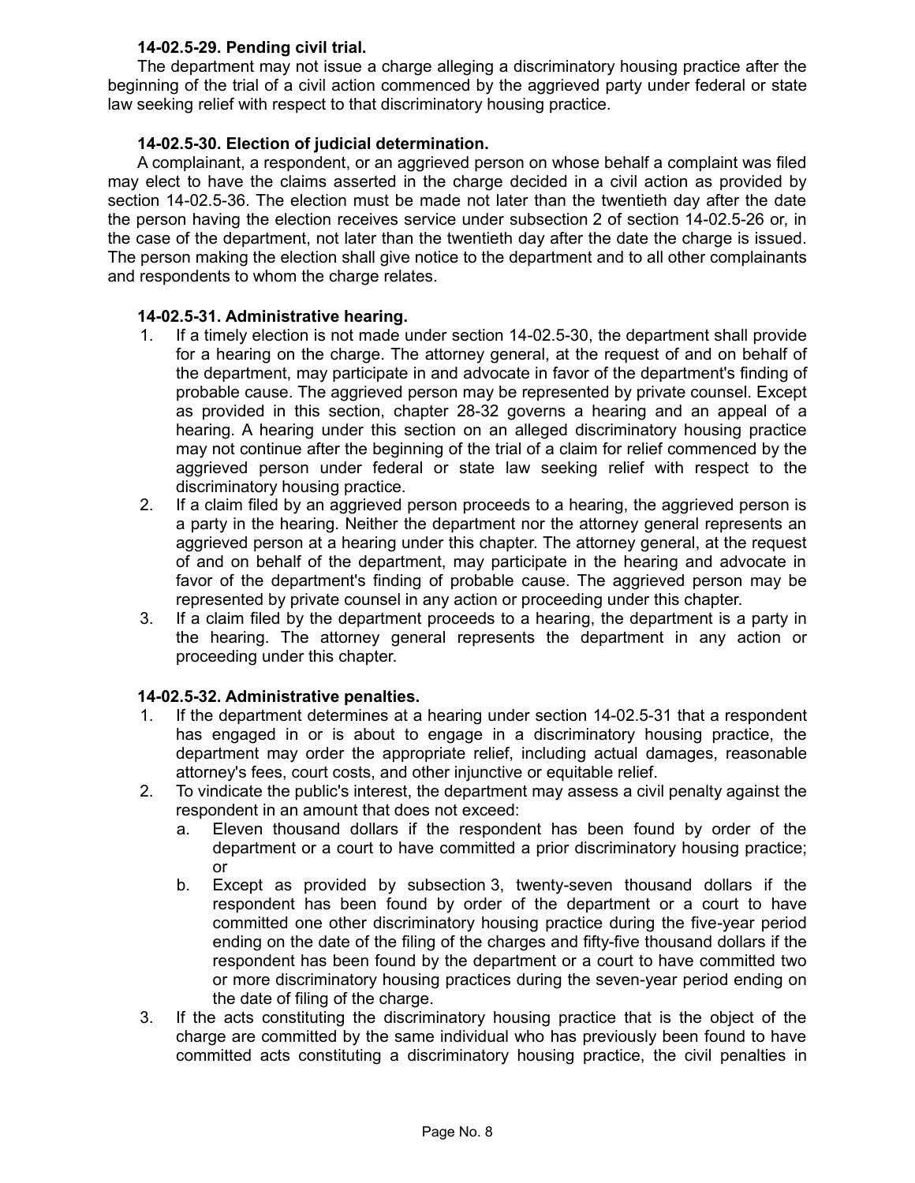**14-02.5-29. Pending civil trial.**

The department may not issue a charge alleging a discriminatory housing practice after the beginning of the trial of a civil action commenced by the aggrieved party under federal or state law seeking relief with respect to that discriminatory housing practice.

**14-02.5-30. Election of judicial determination.**

A complainant, a respondent, or an aggrieved person on whose behalf a complaint was filed may elect to have the claims asserted in the charge decided in a civil action as provided by section 14-02.5-36. The election must be made not later than the twentieth day after the date the person having the election receives service under subsection 2 of section 14-02.5-26 or, in the case of the department, not later than the twentieth day after the date the charge is issued. The person making the election shall give notice to the department and to all other complainants and respondents to whom the charge relates.

**14-02.5-31. Administrative hearing.**

1. If a timely election is not made under section 14-02.5-30, the department shall provide for a hearing on the charge. The attorney general, at the request of and on behalf of the department, may participate in and advocate in favor of the department's finding of probable cause. The aggrieved person may be represented by private counsel. Except as provided in this section, chapter 28-32 governs a hearing and an appeal of a hearing. A hearing under this section on an alleged discriminatory housing practice may not continue after the beginning of the trial of a claim for relief commenced by the aggrieved person under federal or state law seeking relief with respect to the discriminatory housing practice.
2. If a claim filed by an aggrieved person proceeds to a hearing, the aggrieved person is a party in the hearing. Neither the department nor the attorney general represents an aggrieved person at a hearing under this chapter. The attorney general, at the request of and on behalf of the department, may participate in the hearing and advocate in favor of the department's finding of probable cause. The aggrieved person may be represented by private counsel in any action or proceeding under this chapter.
3. If a claim filed by the department proceeds to a hearing, the department is a party in the hearing. The attorney general represents the department in any action or proceeding under this chapter.

**14-02.5-32. Administrative penalties.**

1. If the department determines at a hearing under section 14-02.5-31 that a respondent has engaged in or is about to engage in a discriminatory housing practice, the department may order the appropriate relief, including actual damages, reasonable attorney's fees, court costs, and other injunctive or equitable relief.
2. To vindicate the public's interest, the department may assess a civil penalty against the respondent in an amount that does not exceed:
   a. Eleven thousand dollars if the respondent has been found by order of the department or a court to have committed a prior discriminatory housing practice; or
   b. Except as provided by subsection 3, twenty-seven thousand dollars if the respondent has been found by order of the department or a court to have committed one other discriminatory housing practice during the five-year period ending on the date of the filing of the charges and fifty-five thousand dollars if the respondent has been found by the department or a court to have committed two or more discriminatory housing practices during the seven-year period ending on the date of filing of the charge.
3. If the acts constituting the discriminatory housing practice that is the object of the charge are committed by the same individual who has previously been found to have committed acts constituting a discriminatory housing practice, the civil penalties in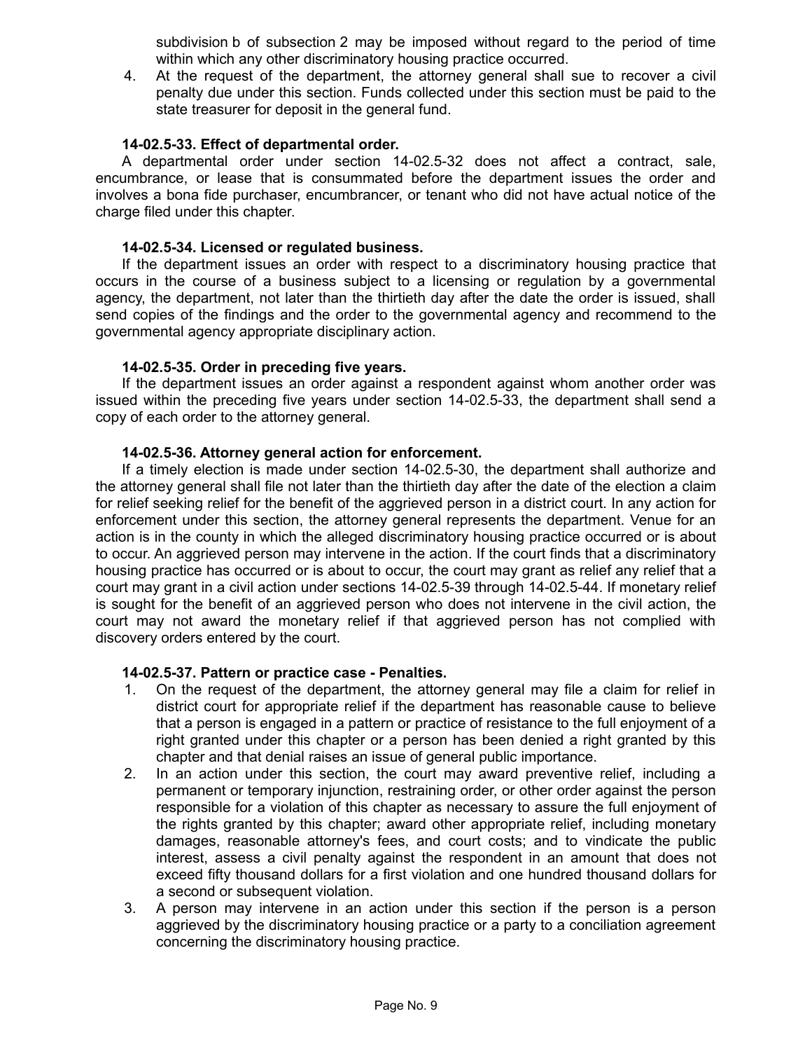subdivision b of subsection 2 may be imposed without regard to the period of time within which any other discriminatory housing practice occurred.

4. At the request of the department, the attorney general shall sue to recover a civil penalty due under this section. Funds collected under this section must be paid to the state treasurer for deposit in the general fund.

**14-02.5-33. Effect of departmental order.**

A departmental order under section 14-02.5-32 does not affect a contract, sale, encumbrance, or lease that is consummated before the department issues the order and involves a bona fide purchaser, encumbrancer, or tenant who did not have actual notice of the charge filed under this chapter.

**14-02.5-34. Licensed or regulated business.**

If the department issues an order with respect to a discriminatory housing practice that occurs in the course of a business subject to a licensing or regulation by a governmental agency, the department, not later than the thirtieth day after the date the order is issued, shall send copies of the findings and the order to the governmental agency and recommend to the governmental agency appropriate disciplinary action.

**14-02.5-35. Order in preceding five years.**

If the department issues an order against a respondent against whom another order was issued within the preceding five years under section 14-02.5-33, the department shall send a copy of each order to the attorney general.

**14-02.5-36. Attorney general action for enforcement.**

If a timely election is made under section 14-02.5-30, the department shall authorize and the attorney general shall file not later than the thirtieth day after the date of the election a claim for relief seeking relief for the benefit of the aggrieved person in a district court. In any action for enforcement under this section, the attorney general represents the department. Venue for an action is in the county in which the alleged discriminatory housing practice occurred or is about to occur. An aggrieved person may intervene in the action. If the court finds that a discriminatory housing practice has occurred or is about to occur, the court may grant as relief any relief that a court may grant in a civil action under sections 14-02.5-39 through 14-02.5-44. If monetary relief is sought for the benefit of an aggrieved person who does not intervene in the civil action, the court may not award the monetary relief if that aggrieved person has not complied with discovery orders entered by the court.

**14-02.5-37. Pattern or practice case - Penalties.**

1. On the request of the department, the attorney general may file a claim for relief in district court for appropriate relief if the department has reasonable cause to believe that a person is engaged in a pattern or practice of resistance to the full enjoyment of a right granted under this chapter or a person has been denied a right granted by this chapter and that denial raises an issue of general public importance.
2. In an action under this section, the court may award preventive relief, including a permanent or temporary injunction, restraining order, or other order against the person responsible for a violation of this chapter as necessary to assure the full enjoyment of the rights granted by this chapter; award other appropriate relief, including monetary damages, reasonable attorney's fees, and court costs; and to vindicate the public interest, assess a civil penalty against the respondent in an amount that does not exceed fifty thousand dollars for a first violation and one hundred thousand dollars for a second or subsequent violation.
3. A person may intervene in an action under this section if the person is a person aggrieved by the discriminatory housing practice or a party to a conciliation agreement concerning the discriminatory housing practice.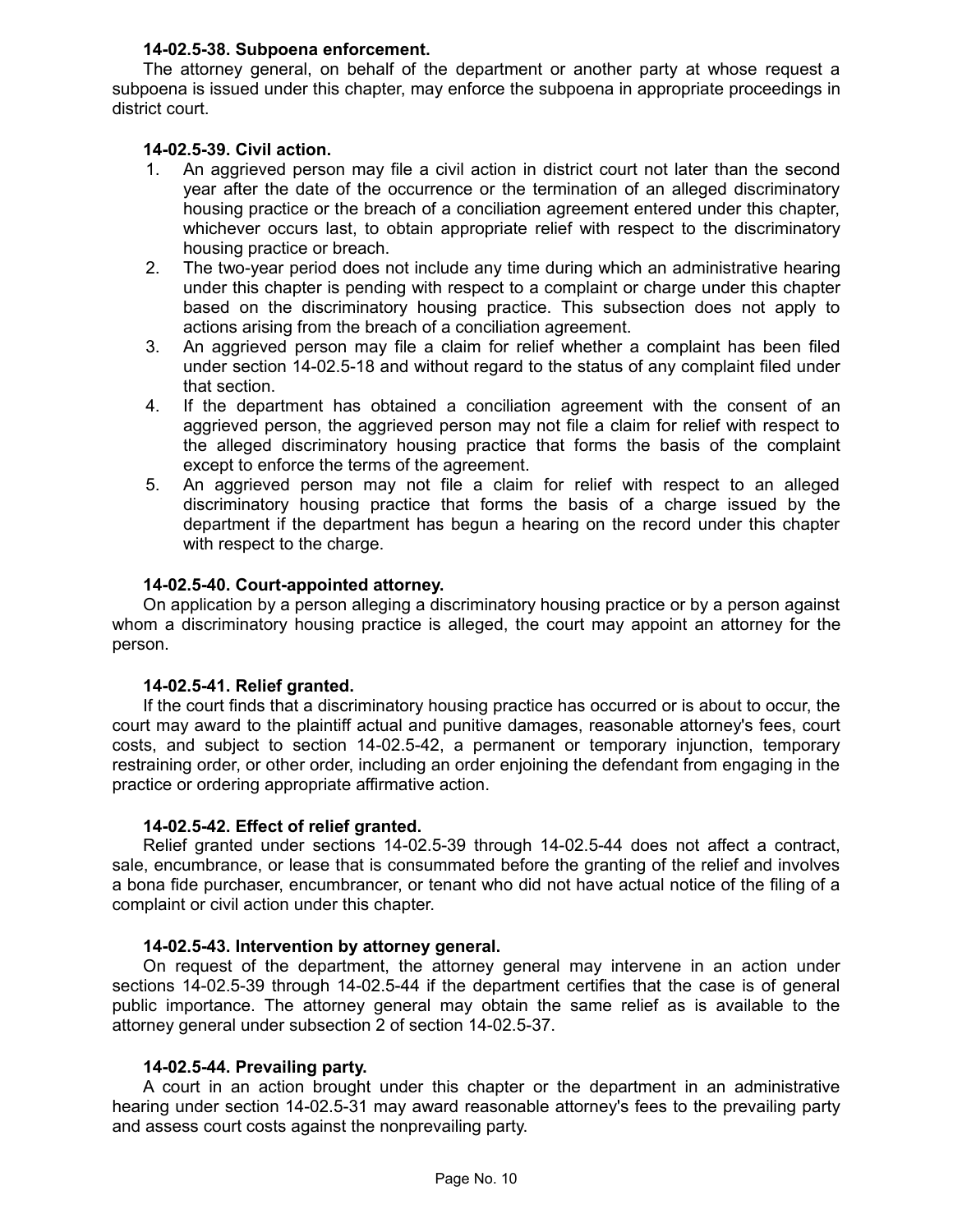**14-02.5-38. Subpoena enforcement.**

The attorney general, on behalf of the department or another party at whose request a subpoena is issued under this chapter, may enforce the subpoena in appropriate proceedings in district court.

**14-02.5-39. Civil action.**

1. An aggrieved person may file a civil action in district court not later than the second year after the date of the occurrence or the termination of an alleged discriminatory housing practice or the breach of a conciliation agreement entered under this chapter, whichever occurs last, to obtain appropriate relief with respect to the discriminatory housing practice or breach.
2. The two-year period does not include any time during which an administrative hearing under this chapter is pending with respect to a complaint or charge under this chapter based on the discriminatory housing practice. This subsection does not apply to actions arising from the breach of a conciliation agreement.
3. An aggrieved person may file a claim for relief whether a complaint has been filed under section 14-02.5-18 and without regard to the status of any complaint filed under that section.
4. If the department has obtained a conciliation agreement with the consent of an aggrieved person, the aggrieved person may not file a claim for relief with respect to the alleged discriminatory housing practice that forms the basis of the complaint except to enforce the terms of the agreement.
5. An aggrieved person may not file a claim for relief with respect to an alleged discriminatory housing practice that forms the basis of a charge issued by the department if the department has begun a hearing on the record under this chapter with respect to the charge.

**14-02.5-40. Court-appointed attorney.**

On application by a person alleging a discriminatory housing practice or by a person against whom a discriminatory housing practice is alleged, the court may appoint an attorney for the person.

**14-02.5-41. Relief granted.**

If the court finds that a discriminatory housing practice has occurred or is about to occur, the court may award to the plaintiff actual and punitive damages, reasonable attorney's fees, court costs, and subject to section 14-02.5-42, a permanent or temporary injunction, temporary restraining order, or other order, including an order enjoining the defendant from engaging in the practice or ordering appropriate affirmative action.

**14-02.5-42. Effect of relief granted.**

Relief granted under sections 14-02.5-39 through 14-02.5-44 does not affect a contract, sale, encumbrance, or lease that is consummated before the granting of the relief and involves a bona fide purchaser, encumbrancer, or tenant who did not have actual notice of the filing of a complaint or civil action under this chapter.

**14-02.5-43. Intervention by attorney general.**

On request of the department, the attorney general may intervene in an action under sections 14-02.5-39 through 14-02.5-44 if the department certifies that the case is of general public importance. The attorney general may obtain the same relief as is available to the attorney general under subsection 2 of section 14-02.5-37.

**14-02.5-44. Prevailing party.**

A court in an action brought under this chapter or the department in an administrative hearing under section 14-02.5-31 may award reasonable attorney's fees to the prevailing party and assess court costs against the nonprevailing party.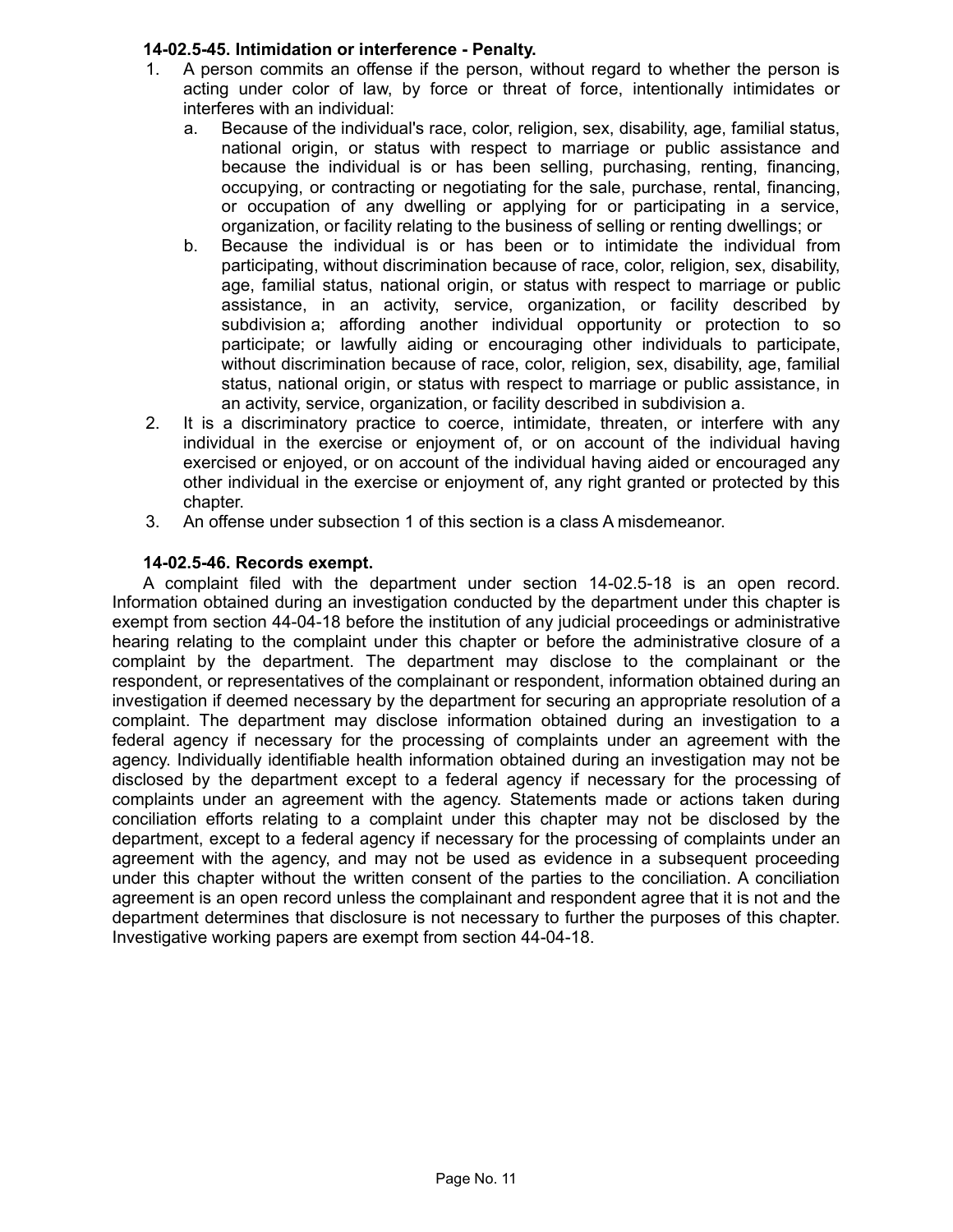**14-02.5-45. Intimidation or interference - Penalty.**

1. A person commits an offense if the person, without regard to whether the person is acting under color of law, by force or threat of force, intentionally intimidates or interferes with an individual:
   a. Because of the individual's race, color, religion, sex, disability, age, familial status, national origin, or status with respect to marriage or public assistance and because the individual is or has been selling, purchasing, renting, financing, occupying, or contracting or negotiating for the sale, purchase, rental, financing, or occupation of any dwelling or applying for or participating in a service, organization, or facility relating to the business of selling or renting dwellings; or
   b. Because the individual is or has been or to intimidate the individual from participating, without discrimination because of race, color, religion, sex, disability, age, familial status, national origin, or status with respect to marriage or public assistance, in an activity, service, organization, or facility described by subdivision a; affording another individual opportunity or protection to so participate; or lawfully aiding or encouraging other individuals to participate, without discrimination because of race, color, religion, sex, disability, age, familial status, national origin, or status with respect to marriage or public assistance, in an activity, service, organization, or facility described in subdivision a.
2. It is a discriminatory practice to coerce, intimidate, threaten, or interfere with any individual in the exercise or enjoyment of, or on account of the individual having exercised or enjoyed, or on account of the individual having aided or encouraged any other individual in the exercise or enjoyment of, any right granted or protected by this chapter.
3. An offense under subsection 1 of this section is a class A misdemeanor.

**14-02.5-46. Records exempt.**

A complaint filed with the department under section 14-02.5-18 is an open record. Information obtained during an investigation conducted by the department under this chapter is exempt from section 44-04-18 before the institution of any judicial proceedings or administrative hearing relating to the complaint under this chapter or before the administrative closure of a complaint by the department. The department may disclose to the complainant or the respondent, or representatives of the complainant or respondent, information obtained during an investigation if deemed necessary by the department for securing an appropriate resolution of a complaint. The department may disclose information obtained during an investigation to a federal agency if necessary for the processing of complaints under an agreement with the agency. Individually identifiable health information obtained during an investigation may not be disclosed by the department except to a federal agency if necessary for the processing of complaints under an agreement with the agency. Statements made or actions taken during conciliation efforts relating to a complaint under this chapter may not be disclosed by the department, except to a federal agency if necessary for the processing of complaints under an agreement with the agency, and may not be used as evidence in a subsequent proceeding under this chapter without the written consent of the parties to the conciliation. A conciliation agreement is an open record unless the complainant and respondent agree that it is not and the department determines that disclosure is not necessary to further the purposes of this chapter. Investigative working papers are exempt from section 44-04-18.